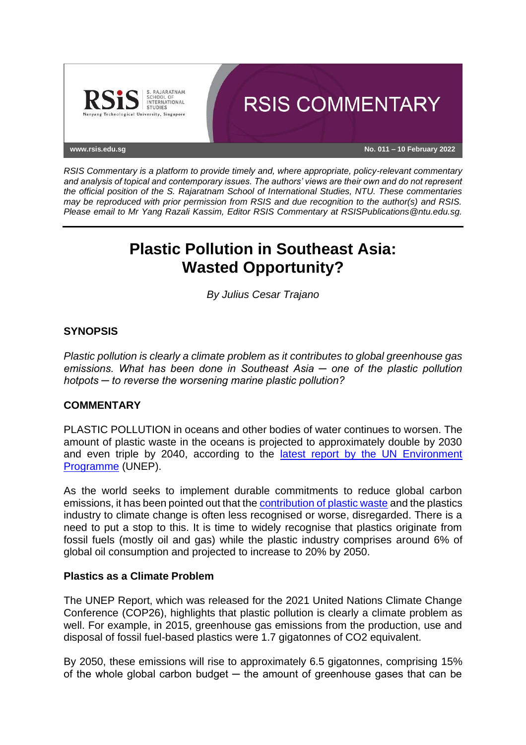RSIS COMMENTARY

www.rsis.edu.sg

No. 011 – 10 February 2022

*RSIS Commentary is a platform to provide timely and, where appropriate, policy-relevant commentary and analysis of topical and contemporary issues. The authors' views are their own and do not represent the official position of the S. Rajaratnam School of International Studies, NTU. These commentaries may be reproduced with prior permission from RSIS and due recognition to the author(s) and RSIS. Please email to Mr Yang Razali Kassim, Editor RSIS Commentary at RSISPublications@ntu.edu.sg.*

# Plastic Pollution in Southeast Asia: Wasted Opportunity?

*By Julius Cesar Trajano*

## SYNOPSIS

*Plastic pollution is clearly a climate problem as it contributes to global greenhouse gas emissions. What has been done in Southeast Asia ─ one of the plastic pollution hotpots ─ to reverse the worsening marine plastic pollution?*

## COMMENTARY

PLASTIC POLLUTION in oceans and other bodies of water continues to worsen. The amount of plastic waste in the oceans is projected to approximately double by 2030 and even triple by 2040, according to the latest report by the UN Environment Programme (UNEP).

As the world seeks to implement durable commitments to reduce global carbon emissions, it has been pointed out that the contribution of plastic waste and the plastics industry to climate change is often less recognised or worse, disregarded. There is a need to put a stop to this. It is time to widely recognise that plastics originate from fossil fuels (mostly oil and gas) while the plastic industry comprises around 6% of global oil consumption and projected to increase to 20% by 2050.

### Plastics as a Climate Problem

The UNEP Report, which was released for the 2021 United Nations Climate Change Conference (COP26), highlights that plastic pollution is clearly a climate problem as well. For example, in 2015, greenhouse gas emissions from the production, use and disposal of fossil fuel-based plastics were 1.7 gigatonnes of $CO_2$ equivalent.

By 2050, these emissions will rise to approximately 6.5 gigatonnes, comprising 15% of the whole global carbon budget ─ the amount of greenhouse gases that can be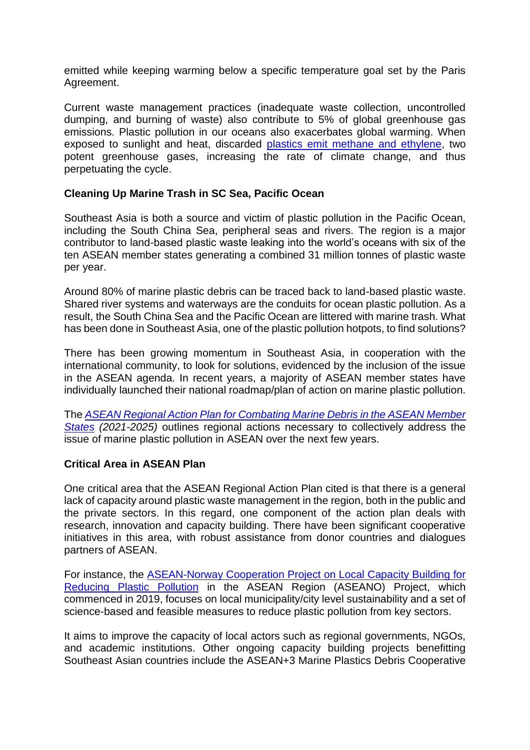emitted while keeping warming below a specific temperature goal set by the Paris Agreement.

Current waste management practices (inadequate waste collection, uncontrolled dumping, and burning of waste) also contribute to 5% of global greenhouse gas emissions. Plastic pollution in our oceans also exacerbates global warming. When exposed to sunlight and heat, discarded plastics emit methane and ethylene, two potent greenhouse gases, increasing the rate of climate change, and thus perpetuating the cycle.

**Cleaning Up Marine Trash in SC Sea, Pacific Ocean**

Southeast Asia is both a source and victim of plastic pollution in the Pacific Ocean, including the South China Sea, peripheral seas and rivers. The region is a major contributor to land-based plastic waste leaking into the world's oceans with six of the ten ASEAN member states generating a combined 31 million tonnes of plastic waste per year.

Around 80% of marine plastic debris can be traced back to land-based plastic waste. Shared river systems and waterways are the conduits for ocean plastic pollution. As a result, the South China Sea and the Pacific Ocean are littered with marine trash. What has been done in Southeast Asia, one of the plastic pollution hotpots, to find solutions?

There has been growing momentum in Southeast Asia, in cooperation with the international community, to look for solutions, evidenced by the inclusion of the issue in the ASEAN agenda. In recent years, a majority of ASEAN member states have individually launched their national roadmap/plan of action on marine plastic pollution.

The *ASEAN Regional Action Plan for Combating Marine Debris in the ASEAN Member States (2021-2025)* outlines regional actions necessary to collectively address the issue of marine plastic pollution in ASEAN over the next few years.

**Critical Area in ASEAN Plan**

One critical area that the ASEAN Regional Action Plan cited is that there is a general lack of capacity around plastic waste management in the region, both in the public and the private sectors. In this regard, one component of the action plan deals with research, innovation and capacity building. There have been significant cooperative initiatives in this area, with robust assistance from donor countries and dialogues partners of ASEAN.

For instance, the ASEAN-Norway Cooperation Project on Local Capacity Building for Reducing Plastic Pollution in the ASEAN Region (ASEANO) Project, which commenced in 2019, focuses on local municipality/city level sustainability and a set of science-based and feasible measures to reduce plastic pollution from key sectors.

It aims to improve the capacity of local actors such as regional governments, NGOs, and academic institutions. Other ongoing capacity building projects benefitting Southeast Asian countries include the ASEAN+3 Marine Plastics Debris Cooperative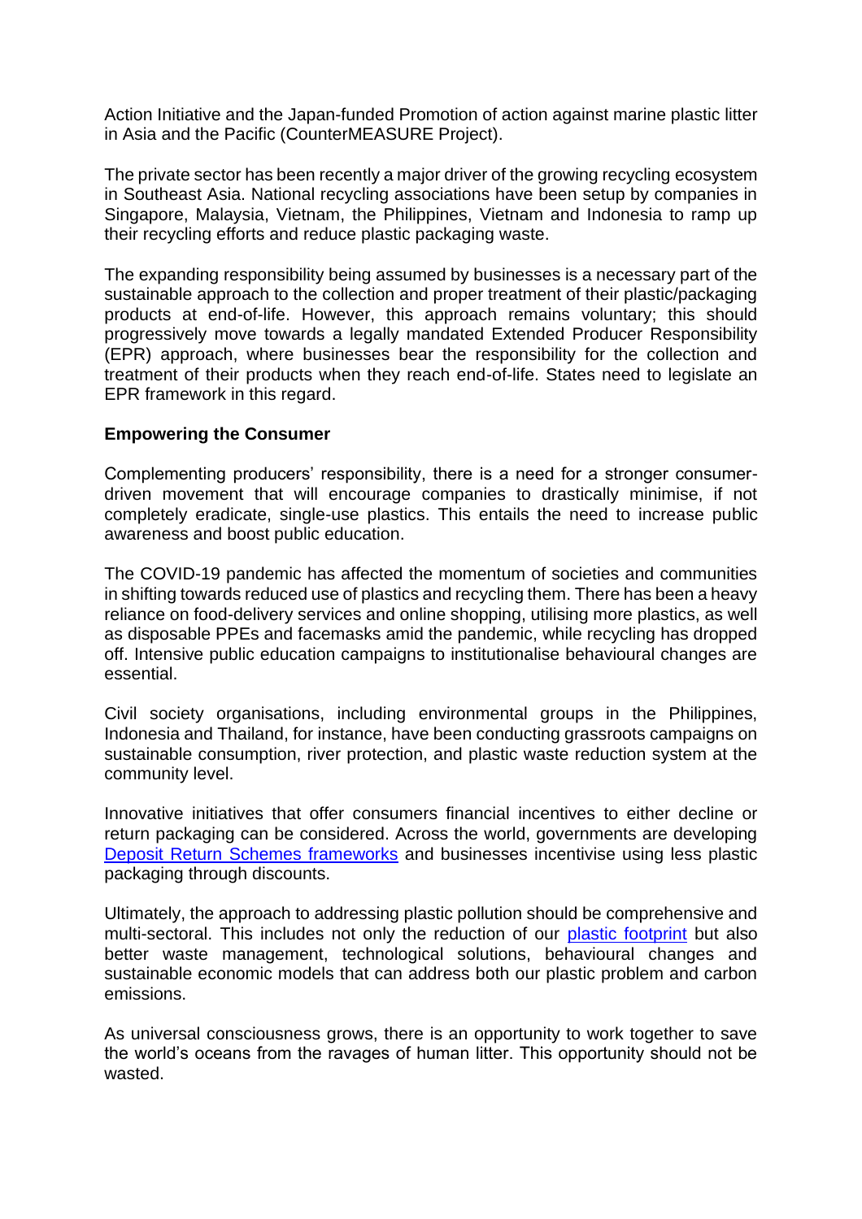Action Initiative and the Japan-funded Promotion of action against marine plastic litter in Asia and the Pacific (CounterMEASURE Project).

The private sector has been recently a major driver of the growing recycling ecosystem in Southeast Asia. National recycling associations have been setup by companies in Singapore, Malaysia, Vietnam, the Philippines, Vietnam and Indonesia to ramp up their recycling efforts and reduce plastic packaging waste.

The expanding responsibility being assumed by businesses is a necessary part of the sustainable approach to the collection and proper treatment of their plastic/packaging products at end-of-life. However, this approach remains voluntary; this should progressively move towards a legally mandated Extended Producer Responsibility (EPR) approach, where businesses bear the responsibility for the collection and treatment of their products when they reach end-of-life. States need to legislate an EPR framework in this regard.

**Empowering the Consumer**

Complementing producers' responsibility, there is a need for a stronger consumer-driven movement that will encourage companies to drastically minimise, if not completely eradicate, single-use plastics. This entails the need to increase public awareness and boost public education.

The COVID-19 pandemic has affected the momentum of societies and communities in shifting towards reduced use of plastics and recycling them. There has been a heavy reliance on food-delivery services and online shopping, utilising more plastics, as well as disposable PPEs and facemasks amid the pandemic, while recycling has dropped off. Intensive public education campaigns to institutionalise behavioural changes are essential.

Civil society organisations, including environmental groups in the Philippines, Indonesia and Thailand, for instance, have been conducting grassroots campaigns on sustainable consumption, river protection, and plastic waste reduction system at the community level.

Innovative initiatives that offer consumers financial incentives to either decline or return packaging can be considered. Across the world, governments are developing Deposit Return Schemes frameworks and businesses incentivise using less plastic packaging through discounts.

Ultimately, the approach to addressing plastic pollution should be comprehensive and multi-sectoral. This includes not only the reduction of our plastic footprint but also better waste management, technological solutions, behavioural changes and sustainable economic models that can address both our plastic problem and carbon emissions.

As universal consciousness grows, there is an opportunity to work together to save the world's oceans from the ravages of human litter. This opportunity should not be wasted.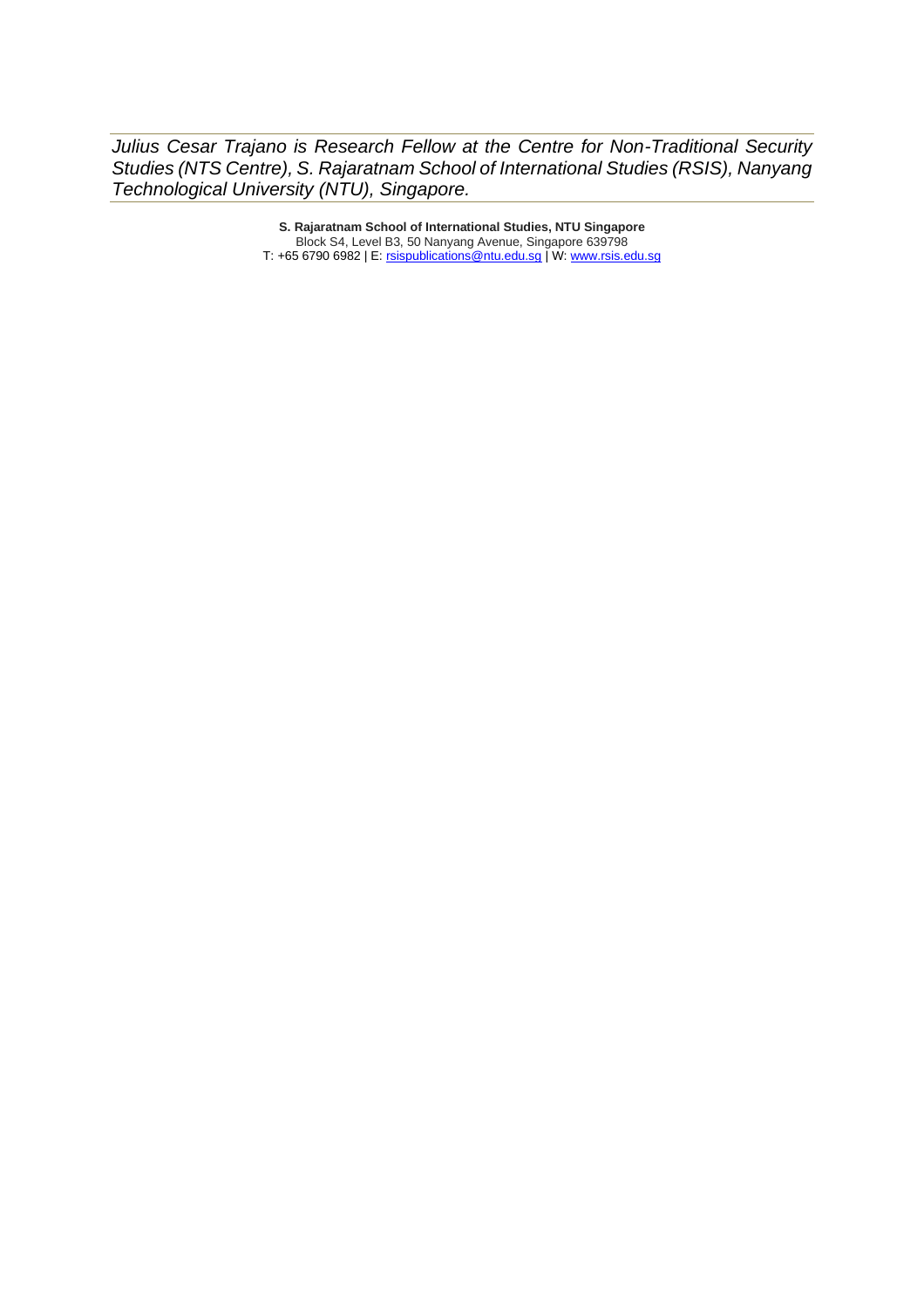*Julius Cesar Trajano is Research Fellow at the Centre for Non-Traditional Security Studies (NTS Centre), S. Rajaratnam School of International Studies (RSIS), Nanyang Technological University (NTU), Singapore.*

---

**S. Rajaratnam School of International Studies, NTU Singapore**
Block S4, Level B3, 50 Nanyang Avenue, Singapore 639798
T: +65 6790 6982 | E: rsispublications@ntu.edu.sg | W: www.rsis.edu.sg